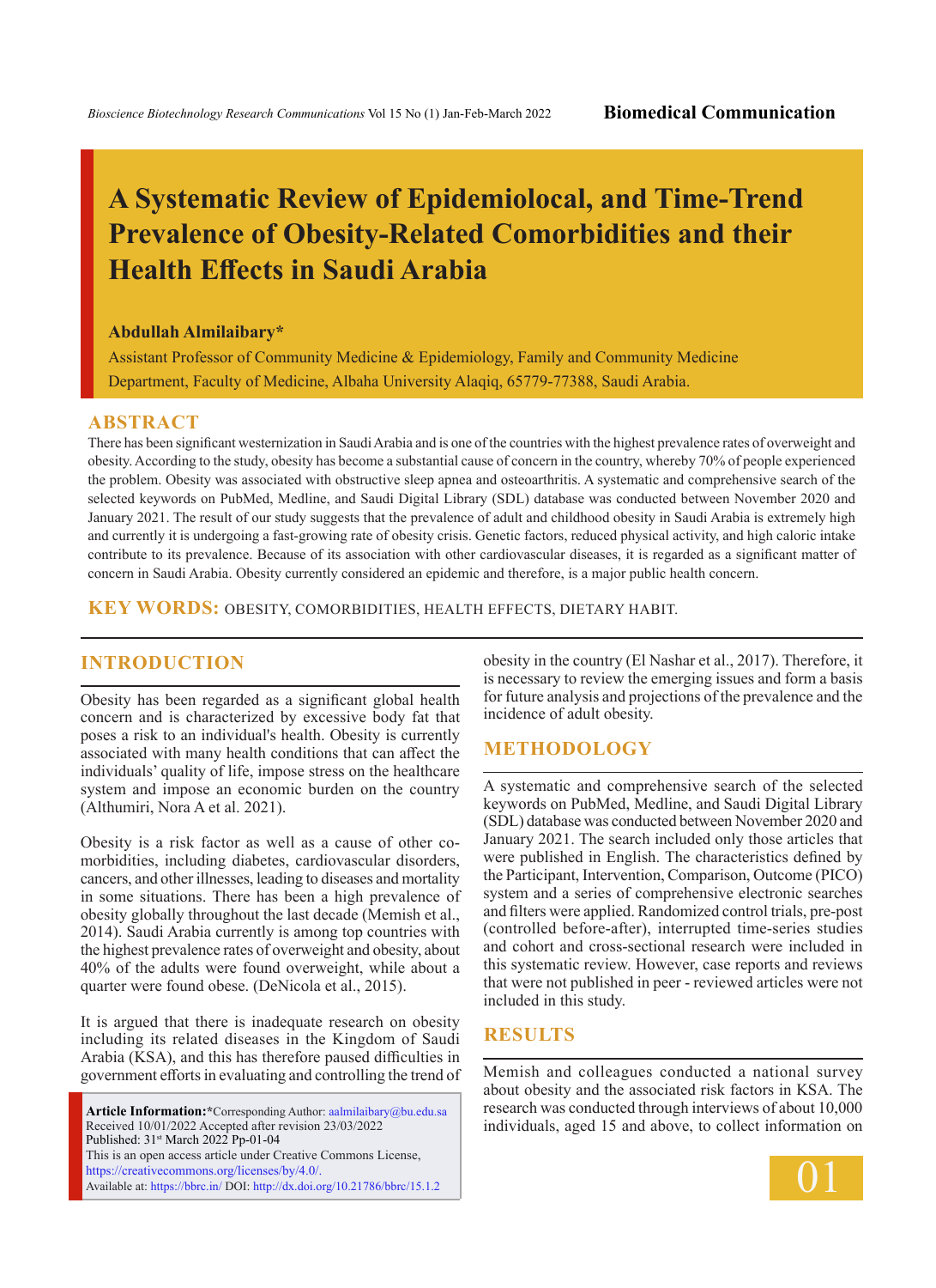# A Systematic Review of Epidemiolocal, and Time-Trend Prevalence of Obesity-Related Comorbidities and their Health Effects in Saudi Arabia

**Abdullah Almilaibary***

Assistant Professor of Community Medicine & Epidemiology, Family and Community Medicine Department, Faculty of Medicine, Albaha University Alaqiq, 65779-77388, Saudi Arabia.

## ABSTRACT

There has been significant westernization in Saudi Arabia and is one of the countries with the highest prevalence rates of overweight and obesity. According to the study, obesity has become a substantial cause of concern in the country, whereby 70% of people experienced the problem. Obesity was associated with obstructive sleep apnea and osteoarthritis. A systematic and comprehensive search of the selected keywords on PubMed, Medline, and Saudi Digital Library (SDL) database was conducted between November 2020 and January 2021. The result of our study suggests that the prevalence of adult and childhood obesity in Saudi Arabia is extremely high and currently it is undergoing a fast-growing rate of obesity crisis. Genetic factors, reduced physical activity, and high caloric intake contribute to its prevalence. Because of its association with other cardiovascular diseases, it is regarded as a significant matter of concern in Saudi Arabia. Obesity currently considered an epidemic and therefore, is a major public health concern.

**KEY WORDS:** OBESITY, COMORBIDITIES, HEALTH EFFECTS, DIETARY HABIT.

## INTRODUCTION

Obesity has been regarded as a significant global health concern and is characterized by excessive body fat that poses a risk to an individual's health. Obesity is currently associated with many health conditions that can affect the individuals' quality of life, impose stress on the healthcare system and impose an economic burden on the country (Althumiri, Nora A et al. 2021).

Obesity is a risk factor as well as a cause of other co-morbidities, including diabetes, cardiovascular disorders, cancers, and other illnesses, leading to diseases and mortality in some situations. There has been a high prevalence of obesity globally throughout the last decade (Memish et al., 2014). Saudi Arabia currently is among top countries with the highest prevalence rates of overweight and obesity, about 40% of the adults were found overweight, while about a quarter were found obese. (DeNicola et al., 2015).

It is argued that there is inadequate research on obesity including its related diseases in the Kingdom of Saudi Arabia (KSA), and this has therefore paused difficulties in government efforts in evaluating and controlling the trend of obesity in the country (El Nashar et al., 2017). Therefore, it is necessary to review the emerging issues and form a basis for future analysis and projections of the prevalence and the incidence of adult obesity.

**Article Information:***Corresponding Author: aalmilaibary@bu.edu.sa
Received 10/01/2022 Accepted after revision 23/03/2022
Published: 31st March 2022 Pp-01-04
This is an open access article under Creative Commons License, https://creativecommons.org/licenses/by/4.0/.
Available at: https://bbrc.in/ DOI: http://dx.doi.org/10.21786/bbrc/15.1.2

## METHODOLOGY

A systematic and comprehensive search of the selected keywords on PubMed, Medline, and Saudi Digital Library (SDL) database was conducted between November 2020 and January 2021. The search included only those articles that were published in English. The characteristics defined by the Participant, Intervention, Comparison, Outcome (PICO) system and a series of comprehensive electronic searches and filters were applied. Randomized control trials, pre-post (controlled before-after), interrupted time-series studies and cohort and cross-sectional research were included in this systematic review. However, case reports and reviews that were not published in peer - reviewed articles were not included in this study.

## RESULTS

Memish and colleagues conducted a national survey about obesity and the associated risk factors in KSA. The research was conducted through interviews of about 10,000 individuals, aged 15 and above, to collect information on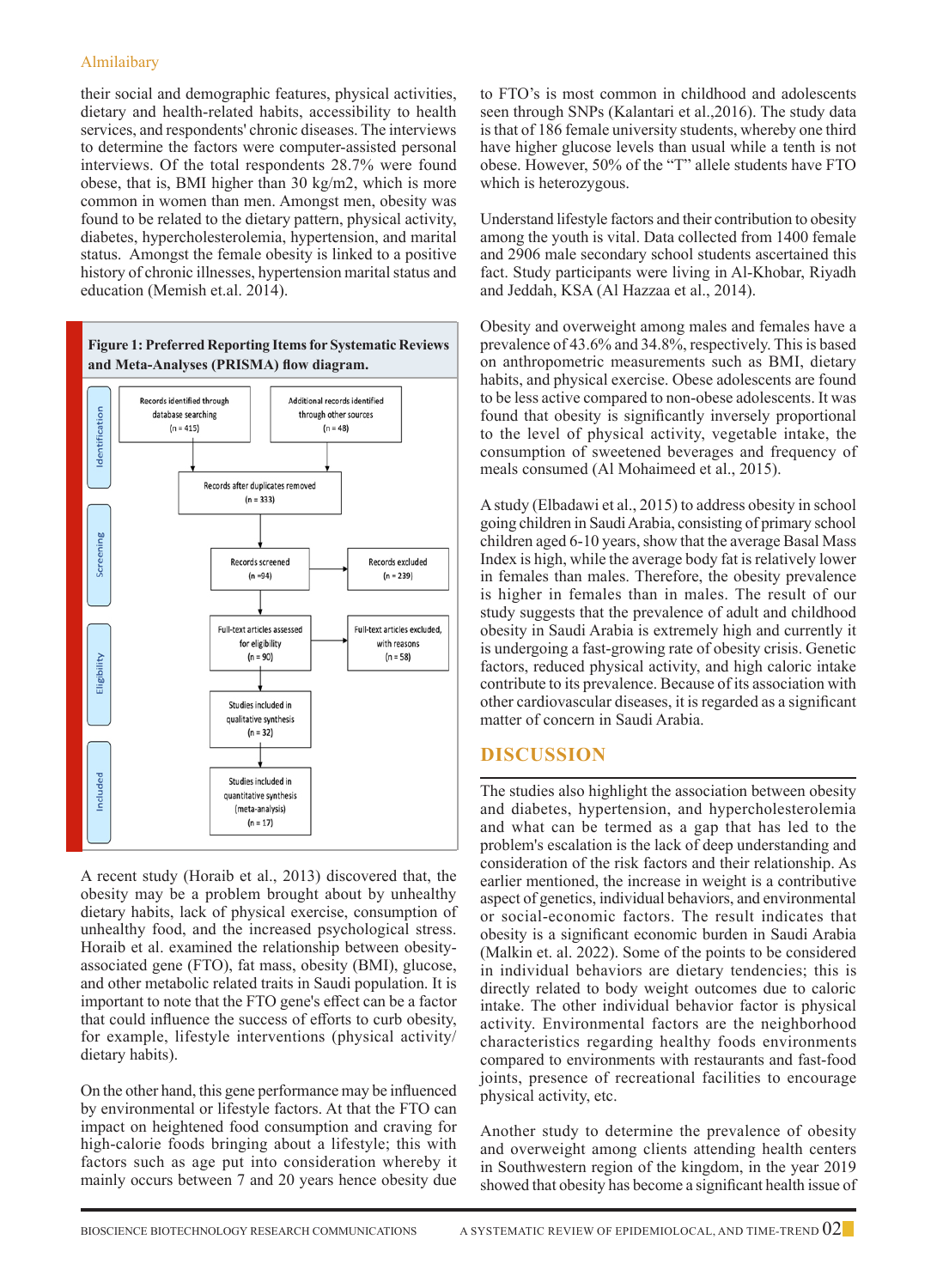their social and demographic features, physical activities, dietary and health-related habits, accessibility to health services, and respondents' chronic diseases. The interviews to determine the factors were computer-assisted personal interviews. Of the total respondents 28.7% were found obese, that is, BMI higher than 30 kg/m2, which is more common in women than men. Amongst men, obesity was found to be related to the dietary pattern, physical activity, diabetes, hypercholesterolemia, hypertension, and marital status. Amongst the female obesity is linked to a positive history of chronic illnesses, hypertension marital status and education (Memish et.al. 2014).

**Figure 1: Preferred Reporting Items for Systematic Reviews and Meta-Analyses (PRISMA) flow diagram.**

Identification:
- Records identified through database searching (n = 415)
- Additional records identified through other sources (n = 48)
- Records after duplicates removed (n = 333)

Screening:
- Records screened (n =94)
- Records excluded (n = 239)

Eligibility:
- Full-text articles assessed for eligibility (n = 90)
- Full-text articles excluded, with reasons (n = 58)

Included:
- Studies included in qualitative synthesis (n = 32)
- Studies included in quantitative synthesis (meta-analysis) (n = 17)

A recent study (Horaib et al., 2013) discovered that, the obesity may be a problem brought about by unhealthy dietary habits, lack of physical exercise, consumption of unhealthy food, and the increased psychological stress. Horaib et al. examined the relationship between obesity-associated gene (FTO), fat mass, obesity (BMI), glucose, and other metabolic related traits in Saudi population. It is important to note that the FTO gene's effect can be a factor that could influence the success of efforts to curb obesity, for example, lifestyle interventions (physical activity/ dietary habits).

On the other hand, this gene performance may be influenced by environmental or lifestyle factors. At that the FTO can impact on heightened food consumption and craving for high-calorie foods bringing about a lifestyle; this with factors such as age put into consideration whereby it mainly occurs between 7 and 20 years hence obesity due to FTO's is most common in childhood and adolescents seen through SNPs (Kalantari et al.,2016). The study data is that of 186 female university students, whereby one third have higher glucose levels than usual while a tenth is not obese. However, 50% of the "T" allele students have FTO which is heterozygous.

Understand lifestyle factors and their contribution to obesity among the youth is vital. Data collected from 1400 female and 2906 male secondary school students ascertained this fact. Study participants were living in Al-Khobar, Riyadh and Jeddah, KSA (Al Hazzaa et al., 2014).

Obesity and overweight among males and females have a prevalence of 43.6% and 34.8%, respectively. This is based on anthropometric measurements such as BMI, dietary habits, and physical exercise. Obese adolescents are found to be less active compared to non-obese adolescents. It was found that obesity is significantly inversely proportional to the level of physical activity, vegetable intake, the consumption of sweetened beverages and frequency of meals consumed (Al Mohaimeed et al., 2015).

A study (Elbadawi et al., 2015) to address obesity in school going children in Saudi Arabia, consisting of primary school children aged 6-10 years, show that the average Basal Mass Index is high, while the average body fat is relatively lower in females than males. Therefore, the obesity prevalence is higher in females than in males. The result of our study suggests that the prevalence of adult and childhood obesity in Saudi Arabia is extremely high and currently it is undergoing a fast-growing rate of obesity crisis. Genetic factors, reduced physical activity, and high caloric intake contribute to its prevalence. Because of its association with other cardiovascular diseases, it is regarded as a significant matter of concern in Saudi Arabia.

## DISCUSSION

The studies also highlight the association between obesity and diabetes, hypertension, and hypercholesterolemia and what can be termed as a gap that has led to the problem's escalation is the lack of deep understanding and consideration of the risk factors and their relationship. As earlier mentioned, the increase in weight is a contributive aspect of genetics, individual behaviors, and environmental or social-economic factors. The result indicates that obesity is a significant economic burden in Saudi Arabia (Malkin et. al. 2022). Some of the points to be considered in individual behaviors are dietary tendencies; this is directly related to body weight outcomes due to caloric intake. The other individual behavior factor is physical activity. Environmental factors are the neighborhood characteristics regarding healthy foods environments compared to environments with restaurants and fast-food joints, presence of recreational facilities to encourage physical activity, etc.

Another study to determine the prevalence of obesity and overweight among clients attending health centers in Southwestern region of the kingdom, in the year 2019 showed that obesity has become a significant health issue of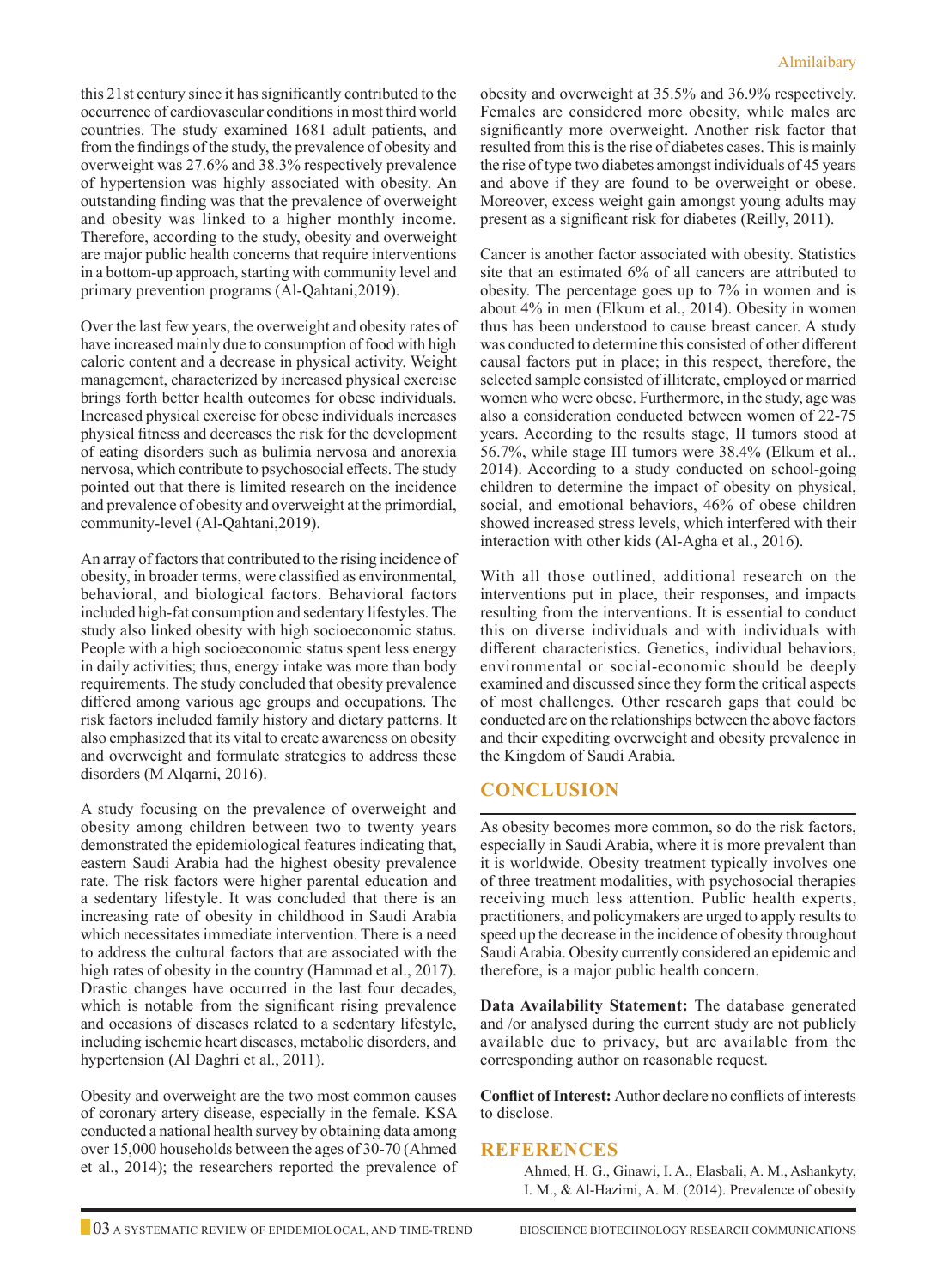this 21st century since it has significantly contributed to the occurrence of cardiovascular conditions in most third world countries. The study examined 1681 adult patients, and from the findings of the study, the prevalence of obesity and overweight was 27.6% and 38.3% respectively prevalence of hypertension was highly associated with obesity. An outstanding finding was that the prevalence of overweight and obesity was linked to a higher monthly income. Therefore, according to the study, obesity and overweight are major public health concerns that require interventions in a bottom-up approach, starting with community level and primary prevention programs (Al-Qahtani,2019).

Over the last few years, the overweight and obesity rates of have increased mainly due to consumption of food with high caloric content and a decrease in physical activity. Weight management, characterized by increased physical exercise brings forth better health outcomes for obese individuals. Increased physical exercise for obese individuals increases physical fitness and decreases the risk for the development of eating disorders such as bulimia nervosa and anorexia nervosa, which contribute to psychosocial effects. The study pointed out that there is limited research on the incidence and prevalence of obesity and overweight at the primordial, community-level (Al-Qahtani,2019).

An array of factors that contributed to the rising incidence of obesity, in broader terms, were classified as environmental, behavioral, and biological factors. Behavioral factors included high-fat consumption and sedentary lifestyles. The study also linked obesity with high socioeconomic status. People with a high socioeconomic status spent less energy in daily activities; thus, energy intake was more than body requirements. The study concluded that obesity prevalence differed among various age groups and occupations. The risk factors included family history and dietary patterns. It also emphasized that its vital to create awareness on obesity and overweight and formulate strategies to address these disorders (M Alqarni, 2016).

A study focusing on the prevalence of overweight and obesity among children between two to twenty years demonstrated the epidemiological features indicating that, eastern Saudi Arabia had the highest obesity prevalence rate. The risk factors were higher parental education and a sedentary lifestyle. It was concluded that there is an increasing rate of obesity in childhood in Saudi Arabia which necessitates immediate intervention. There is a need to address the cultural factors that are associated with the high rates of obesity in the country (Hammad et al., 2017). Drastic changes have occurred in the last four decades, which is notable from the significant rising prevalence and occasions of diseases related to a sedentary lifestyle, including ischemic heart diseases, metabolic disorders, and hypertension (Al Daghri et al., 2011).

Obesity and overweight are the two most common causes of coronary artery disease, especially in the female. KSA conducted a national health survey by obtaining data among over 15,000 households between the ages of 30-70 (Ahmed et al., 2014); the researchers reported the prevalence of obesity and overweight at 35.5% and 36.9% respectively. Females are considered more obesity, while males are significantly more overweight. Another risk factor that resulted from this is the rise of diabetes cases. This is mainly the rise of type two diabetes amongst individuals of 45 years and above if they are found to be overweight or obese. Moreover, excess weight gain amongst young adults may present as a significant risk for diabetes (Reilly, 2011).

Cancer is another factor associated with obesity. Statistics site that an estimated 6% of all cancers are attributed to obesity. The percentage goes up to 7% in women and is about 4% in men (Elkum et al., 2014). Obesity in women thus has been understood to cause breast cancer. A study was conducted to determine this consisted of other different causal factors put in place; in this respect, therefore, the selected sample consisted of illiterate, employed or married women who were obese. Furthermore, in the study, age was also a consideration conducted between women of 22-75 years. According to the results stage, II tumors stood at 56.7%, while stage III tumors were 38.4% (Elkum et al., 2014). According to a study conducted on school-going children to determine the impact of obesity on physical, social, and emotional behaviors, 46% of obese children showed increased stress levels, which interfered with their interaction with other kids (Al-Agha et al., 2016).

With all those outlined, additional research on the interventions put in place, their responses, and impacts resulting from the interventions. It is essential to conduct this on diverse individuals and with individuals with different characteristics. Genetics, individual behaviors, environmental or social-economic should be deeply examined and discussed since they form the critical aspects of most challenges. Other research gaps that could be conducted are on the relationships between the above factors and their expediting overweight and obesity prevalence in the Kingdom of Saudi Arabia.

## CONCLUSION

As obesity becomes more common, so do the risk factors, especially in Saudi Arabia, where it is more prevalent than it is worldwide. Obesity treatment typically involves one of three treatment modalities, with psychosocial therapies receiving much less attention. Public health experts, practitioners, and policymakers are urged to apply results to speed up the decrease in the incidence of obesity throughout Saudi Arabia. Obesity currently considered an epidemic and therefore, is a major public health concern.

**Data Availability Statement:** The database generated and /or analysed during the current study are not publicly available due to privacy, but are available from the corresponding author on reasonable request.

**Conflict of Interest:** Author declare no conflicts of interests to disclose.

## REFERENCES

Ahmed, H. G., Ginawi, I. A., Elasbali, A. M., Ashankyty, I. M., & Al-Hazimi, A. M. (2014). Prevalence of obesity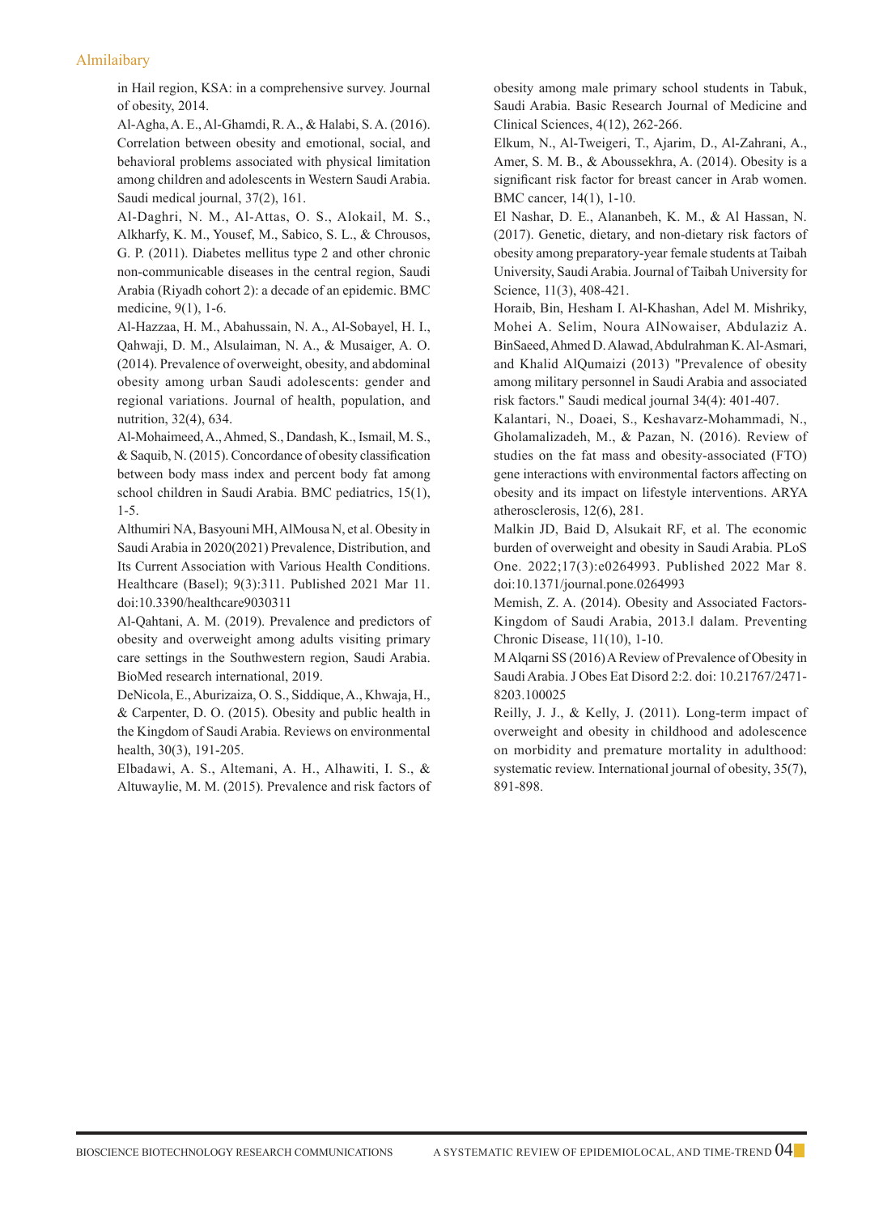in Hail region, KSA: in a comprehensive survey. Journal of obesity, 2014.

Al-Agha, A. E., Al-Ghamdi, R. A., & Halabi, S. A. (2016). Correlation between obesity and emotional, social, and behavioral problems associated with physical limitation among children and adolescents in Western Saudi Arabia. Saudi medical journal, 37(2), 161.

Al-Daghri, N. M., Al-Attas, O. S., Alokail, M. S., Alkharfy, K. M., Yousef, M., Sabico, S. L., & Chrousos, G. P. (2011). Diabetes mellitus type 2 and other chronic non-communicable diseases in the central region, Saudi Arabia (Riyadh cohort 2): a decade of an epidemic. BMC medicine, 9(1), 1-6.

Al-Hazzaa, H. M., Abahussain, N. A., Al-Sobayel, H. I., Qahwaji, D. M., Alsulaiman, N. A., & Musaiger, A. O. (2014). Prevalence of overweight, obesity, and abdominal obesity among urban Saudi adolescents: gender and regional variations. Journal of health, population, and nutrition, 32(4), 634.

Al-Mohaimeed, A., Ahmed, S., Dandash, K., Ismail, M. S., & Saquib, N. (2015). Concordance of obesity classification between body mass index and percent body fat among school children in Saudi Arabia. BMC pediatrics, 15(1), 1-5.

Althumiri NA, Basyouni MH, AlMousa N, et al. Obesity in Saudi Arabia in 2020(2021) Prevalence, Distribution, and Its Current Association with Various Health Conditions. Healthcare (Basel); 9(3):311. Published 2021 Mar 11. doi:10.3390/healthcare9030311

Al-Qahtani, A. M. (2019). Prevalence and predictors of obesity and overweight among adults visiting primary care settings in the Southwestern region, Saudi Arabia. BioMed research international, 2019.

DeNicola, E., Aburizaiza, O. S., Siddique, A., Khwaja, H., & Carpenter, D. O. (2015). Obesity and public health in the Kingdom of Saudi Arabia. Reviews on environmental health, 30(3), 191-205.

Elbadawi, A. S., Altemani, A. H., Alhawiti, I. S., & Altuwaylie, M. M. (2015). Prevalence and risk factors of obesity among male primary school students in Tabuk, Saudi Arabia. Basic Research Journal of Medicine and Clinical Sciences, 4(12), 262-266.

Elkum, N., Al-Tweigeri, T., Ajarim, D., Al-Zahrani, A., Amer, S. M. B., & Aboussekhra, A. (2014). Obesity is a significant risk factor for breast cancer in Arab women. BMC cancer, 14(1), 1-10.

El Nashar, D. E., Alananbeh, K. M., & Al Hassan, N. (2017). Genetic, dietary, and non-dietary risk factors of obesity among preparatory-year female students at Taibah University, Saudi Arabia. Journal of Taibah University for Science, 11(3), 408-421.

Horaib, Bin, Hesham I. Al-Khashan, Adel M. Mishriky, Mohei A. Selim, Noura AlNowaiser, Abdulaziz A. BinSaeed, Ahmed D. Alawad, Abdulrahman K. Al-Asmari, and Khalid AlQumaizi (2013) "Prevalence of obesity among military personnel in Saudi Arabia and associated risk factors." Saudi medical journal 34(4): 401-407.

Kalantari, N., Doaei, S., Keshavarz-Mohammadi, N., Gholamalizadeh, M., & Pazan, N. (2016). Review of studies on the fat mass and obesity-associated (FTO) gene interactions with environmental factors affecting on obesity and its impact on lifestyle interventions. ARYA atherosclerosis, 12(6), 281.

Malkin JD, Baid D, Alsukait RF, et al. The economic burden of overweight and obesity in Saudi Arabia. PLoS One. 2022;17(3):e0264993. Published 2022 Mar 8. doi:10.1371/journal.pone.0264993

Memish, Z. A. (2014). Obesity and Associated Factors-Kingdom of Saudi Arabia, 2013.| dalam. Preventing Chronic Disease, 11(10), 1-10.

M Alqarni SS (2016) A Review of Prevalence of Obesity in Saudi Arabia. J Obes Eat Disord 2:2. doi: 10.21767/2471-8203.100025

Reilly, J. J., & Kelly, J. (2011). Long-term impact of overweight and obesity in childhood and adolescence on morbidity and premature mortality in adulthood: systematic review. International journal of obesity, 35(7), 891-898.